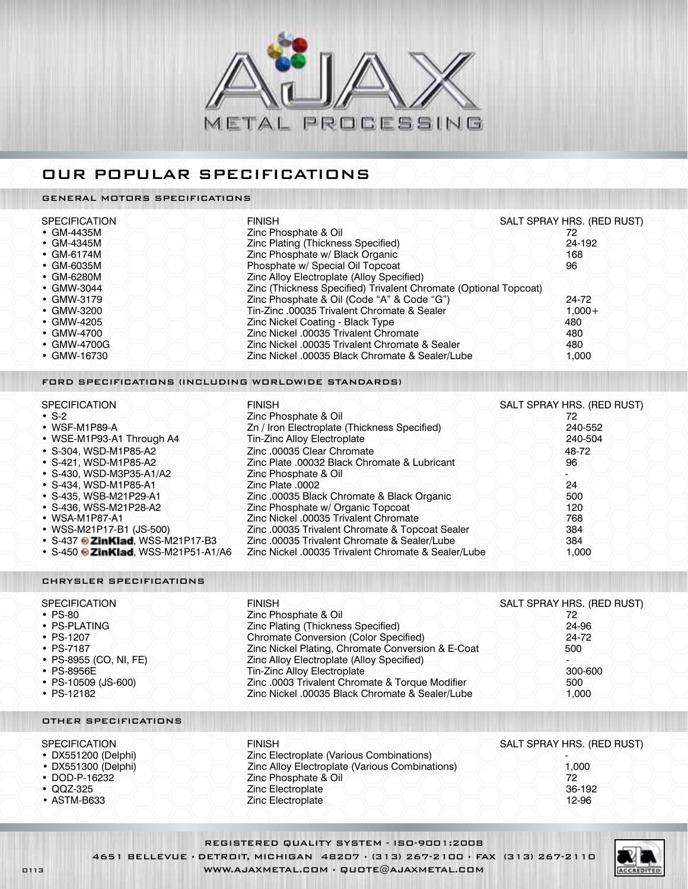# AJAX METAL PROCESSING

## OUR POPULAR SPECIFICATIONS

### GENERAL MOTORS SPECIFICATIONS

| SPECIFICATION | FINISH | SALT SPRAY HRS. (RED RUST) |
|---|---|---|
| • GM-4435M | Zinc Phosphate & Oil | 72 |
| • GM-4345M | Zinc Plating (Thickness Specified) | 24-192 |
| • GM-6174M | Zinc Phosphate w/ Black Organic | 168 |
| • GM-6035M | Phosphate w/ Special Oil Topcoat | 96 |
| • GM-6280M | Zinc Alloy Electroplate (Alloy Specified) | |
| • GMW-3044 | Zinc (Thickness Specified) Trivalent Chromate (Optional Topcoat) | |
| • GMW-3179 | Zinc Phosphate & Oil (Code "A" & Code "G") | 24-72 |
| • GMW-3200 | Tin-Zinc .00035 Trivalent Chromate & Sealer | 1,000+ |
| • GMW-4205 | Zinc Nickel Coating - Black Type | 480 |
| • GMW-4700 | Zinc Nickel .00035 Trivalent Chromate | 480 |
| • GMW-4700G | Zinc Nickel .00035 Trivalent Chromate & Sealer | 480 |
| • GMW-16730 | Zinc Nickel .00035 Black Chromate & Sealer/Lube | 1,000 |

### FORD SPECIFICATIONS (INCLUDING WORLDWIDE STANDARDS)

| SPECIFICATION | FINISH | SALT SPRAY HRS. (RED RUST) |
|---|---|---|
| • S-2 | Zinc Phosphate & Oil | 72 |
| • WSF-M1P89-A | Zn / Iron Electroplate (Thickness Specified) | 240-552 |
| • WSE-M1P93-A1 Through A4 | Tin-Zinc Alloy Electroplate | 240-504 |
| • S-304, WSD-M1P85-A2 | Zinc .00035 Clear Chromate | 48-72 |
| • S-421, WSD-M1P85-A2 | Zinc Plate .00032 Black Chromate & Lubricant | 96 |
| • S-430, WSD-M3P35-A1/A2 | Zinc Phosphate & Oil | - |
| • S-434, WSD-M1P85-A1 | Zinc Plate .0002 | 24 |
| • S-435, WSB-M21P29-A1 | Zinc .00035 Black Chromate & Black Organic | 500 |
| • S-436, WSS-M21P28-A2 | Zinc Phosphate w/ Organic Topcoat | 120 |
| • WSA-M1P87-A1 | Zinc Nickel .00035 Trivalent Chromate | 768 |
| • WSS-M21P17-B1 (JS-500) | Zinc .00035 Trivalent Chromate & Topcoat Sealer | 384 |
| • S-437 **ZinKlad**, WSS-M21P17-B3 | Zinc .00035 Trivalent Chromate & Sealer/Lube | 384 |
| • S-450 **ZinKlad**, WSS-M21P51-A1/A6 | Zinc Nickel .00035 Trivalent Chromate & Sealer/Lube | 1,000 |

### CHRYSLER SPECIFICATIONS

| SPECIFICATION | FINISH | SALT SPRAY HRS. (RED RUST) |
|---|---|---|
| • PS-80 | Zinc Phosphate & Oil | 72 |
| • PS-PLATING | Zinc Plating (Thickness Specified) | 24-96 |
| • PS-1207 | Chromate Conversion (Color Specified) | 24-72 |
| • PS-7187 | Zinc Nickel Plating, Chromate Conversion & E-Coat | 500 |
| • PS-8955 (CO, NI, FE) | Zinc Alloy Electroplate (Alloy Specified) | - |
| • PS-8956E | Tin-Zinc Alloy Electroplate | 300-600 |
| • PS-10509 (JS-600) | Zinc .0003 Trivalent Chromate & Torque Modifier | 500 |
| • PS-12182 | Zinc Nickel .00035 Black Chromate & Sealer/Lube | 1,000 |

### OTHER SPECIFICATIONS

| SPECIFICATION | FINISH | SALT SPRAY HRS. (RED RUST) |
|---|---|---|
| • DX551200 (Delphi) | Zinc Electroplate (Various Combinations) | - |
| • DX551300 (Delphi) | Zinc Alloy Electroplate (Various Combinations) | 1,000 |
| • DOD-P-16232 | Zinc Phosphate & Oil | 72 |
| • QQZ-325 | Zinc Electroplate | 36-192 |
| • ASTM-B633 | Zinc Electroplate | 12-96 |

REGISTERED QUALITY SYSTEM - ISO-9001:2008

4651 BELLEVUE • DETROIT, MICHIGAN 48207 • (313) 267-2100 • FAX (313) 267-2110

WWW.AJAXMETAL.COM • QUOTE@AJAXMETAL.COM

0113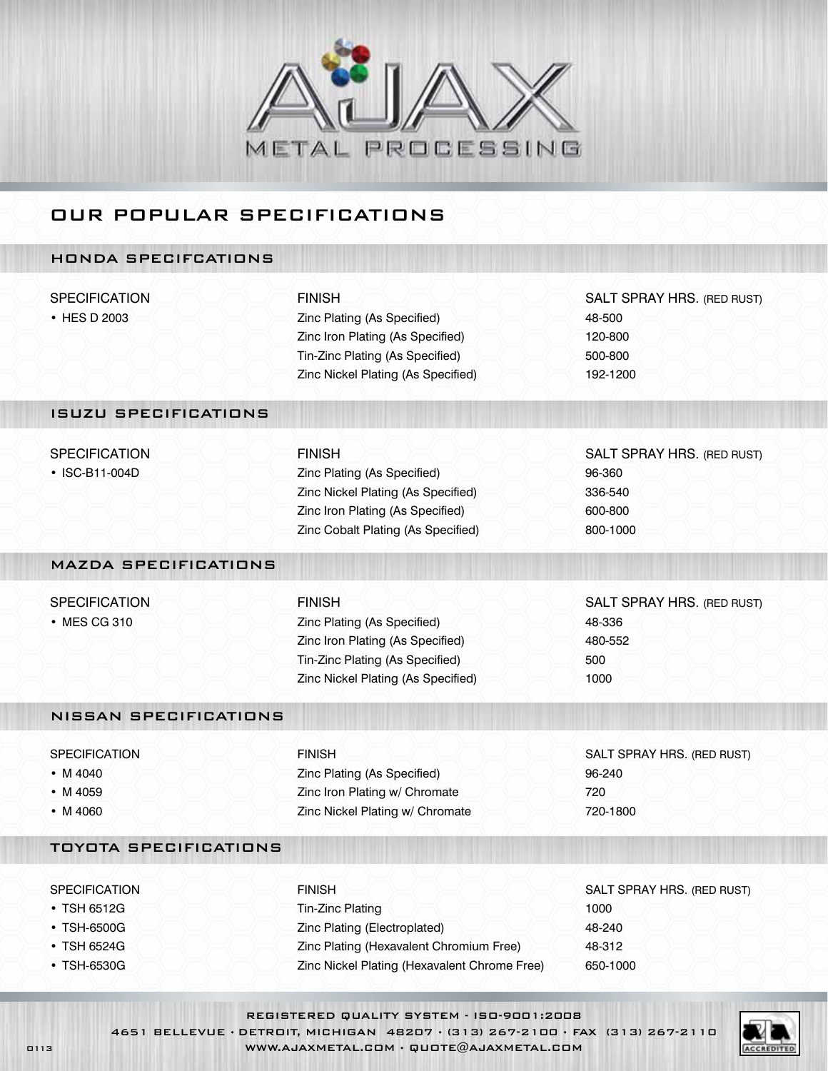# AJAX METAL PROCESSING

## OUR POPULAR SPECIFICATIONS

### HONDA SPECIFCATIONS

| SPECIFICATION | FINISH | SALT SPRAY HRS. (RED RUST) |
|---|---|---|
| • HES D 2003 | Zinc Plating (As Specified) | 48-500 |
| | Zinc Iron Plating (As Specified) | 120-800 |
| | Tin-Zinc Plating (As Specified) | 500-800 |
| | Zinc Nickel Plating (As Specified) | 192-1200 |

### ISUZU SPECIFICATIONS

| SPECIFICATION | FINISH | SALT SPRAY HRS. (RED RUST) |
|---|---|---|
| • ISC-B11-004D | Zinc Plating (As Specified) | 96-360 |
| | Zinc Nickel Plating (As Specified) | 336-540 |
| | Zinc Iron Plating (As Specified) | 600-800 |
| | Zinc Cobalt Plating (As Specified) | 800-1000 |

### MAZDA SPECIFICATIONS

| SPECIFICATION | FINISH | SALT SPRAY HRS. (RED RUST) |
|---|---|---|
| • MES CG 310 | Zinc Plating (As Specified) | 48-336 |
| | Zinc Iron Plating (As Specified) | 480-552 |
| | Tin-Zinc Plating (As Specified) | 500 |
| | Zinc Nickel Plating (As Specified) | 1000 |

### NISSAN SPECIFICATIONS

| SPECIFICATION | FINISH | SALT SPRAY HRS. (RED RUST) |
|---|---|---|
| • M 4040 | Zinc Plating (As Specified) | 96-240 |
| • M 4059 | Zinc Iron Plating w/ Chromate | 720 |
| • M 4060 | Zinc Nickel Plating w/ Chromate | 720-1800 |

### TOYOTA SPECIFICATIONS

| SPECIFICATION | FINISH | SALT SPRAY HRS. (RED RUST) |
|---|---|---|
| • TSH 6512G | Tin-Zinc Plating | 1000 |
| • TSH-6500G | Zinc Plating (Electroplated) | 48-240 |
| • TSH 6524G | Zinc Plating (Hexavalent Chromium Free) | 48-312 |
| • TSH-6530G | Zinc Nickel Plating (Hexavalent Chrome Free) | 650-1000 |

REGISTERED QUALITY SYSTEM - ISO-9001:2008

4651 BELLEVUE · DETROIT, MICHIGAN 48207 · (313) 267-2100 · FAX (313) 267-2110

WWW.AJAXMETAL.COM · QUOTE@AJAXMETAL.COM

0113